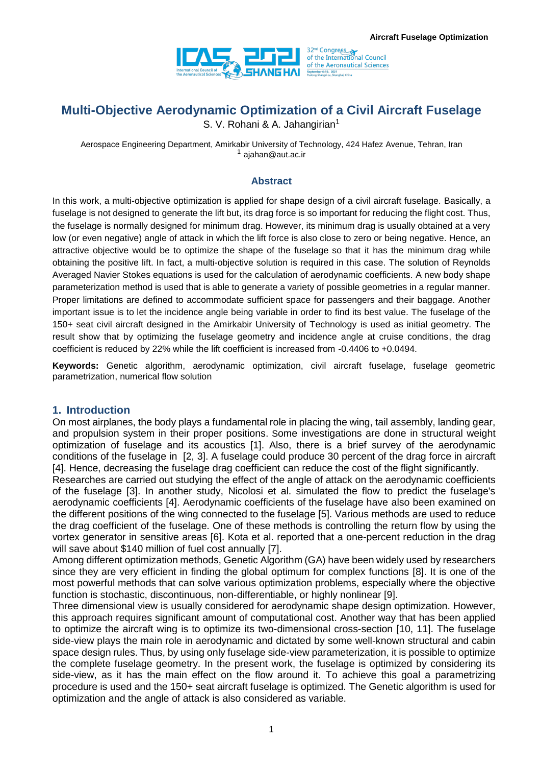# Multi-Objective Aerodynamic Optimization of a Civil Aircraft Fuselage

S. V. Rohani & A. Jahangirian[1]

Aerospace Engineering Department, Amirkabir University of Technology, 424 Hafez Avenue, Tehran, Iran
[1] ajahan@aut.ac.ir

## Abstract

In this work, a multi-objective optimization is applied for shape design of a civil aircraft fuselage. Basically, a fuselage is not designed to generate the lift but, its drag force is so important for reducing the flight cost. Thus, the fuselage is normally designed for minimum drag. However, its minimum drag is usually obtained at a very low (or even negative) angle of attack in which the lift force is also close to zero or being negative. Hence, an attractive objective would be to optimize the shape of the fuselage so that it has the minimum drag while obtaining the positive lift. In fact, a multi-objective solution is required in this case. The solution of Reynolds Averaged Navier Stokes equations is used for the calculation of aerodynamic coefficients. A new body shape parameterization method is used that is able to generate a variety of possible geometries in a regular manner. Proper limitations are defined to accommodate sufficient space for passengers and their baggage. Another important issue is to let the incidence angle being variable in order to find its best value. The fuselage of the 150+ seat civil aircraft designed in the Amirkabir University of Technology is used as initial geometry. The result show that by optimizing the fuselage geometry and incidence angle at cruise conditions, the drag coefficient is reduced by 22% while the lift coefficient is increased from -0.4406 to +0.0494.

**Keywords:** Genetic algorithm, aerodynamic optimization, civil aircraft fuselage, fuselage geometric parametrization, numerical flow solution

## 1. Introduction

On most airplanes, the body plays a fundamental role in placing the wing, tail assembly, landing gear, and propulsion system in their proper positions. Some investigations are done in structural weight optimization of fuselage and its acoustics [1]. Also, there is a brief survey of the aerodynamic conditions of the fuselage in [2, 3]. A fuselage could produce 30 percent of the drag force in aircraft [4]. Hence, decreasing the fuselage drag coefficient can reduce the cost of the flight significantly.

Researches are carried out studying the effect of the angle of attack on the aerodynamic coefficients of the fuselage [3]. In another study, Nicolosi et al. simulated the flow to predict the fuselage's aerodynamic coefficients [4]. Aerodynamic coefficients of the fuselage have also been examined on the different positions of the wing connected to the fuselage [5]. Various methods are used to reduce the drag coefficient of the fuselage. One of these methods is controlling the return flow by using the vortex generator in sensitive areas [6]. Kota et al. reported that a one-percent reduction in the drag will save about $140 million of fuel cost annually [7].

Among different optimization methods, Genetic Algorithm (GA) have been widely used by researchers since they are very efficient in finding the global optimum for complex functions [8]. It is one of the most powerful methods that can solve various optimization problems, especially where the objective function is stochastic, discontinuous, non-differentiable, or highly nonlinear [9].

Three dimensional view is usually considered for aerodynamic shape design optimization. However, this approach requires significant amount of computational cost. Another way that has been applied to optimize the aircraft wing is to optimize its two-dimensional cross-section [10, 11]. The fuselage side-view plays the main role in aerodynamic and dictated by some well-known structural and cabin space design rules. Thus, by using only fuselage side-view parameterization, it is possible to optimize the complete fuselage geometry. In the present work, the fuselage is optimized by considering its side-view, as it has the main effect on the flow around it. To achieve this goal a parametrizing procedure is used and the 150+ seat aircraft fuselage is optimized. The Genetic algorithm is used for optimization and the angle of attack is also considered as variable.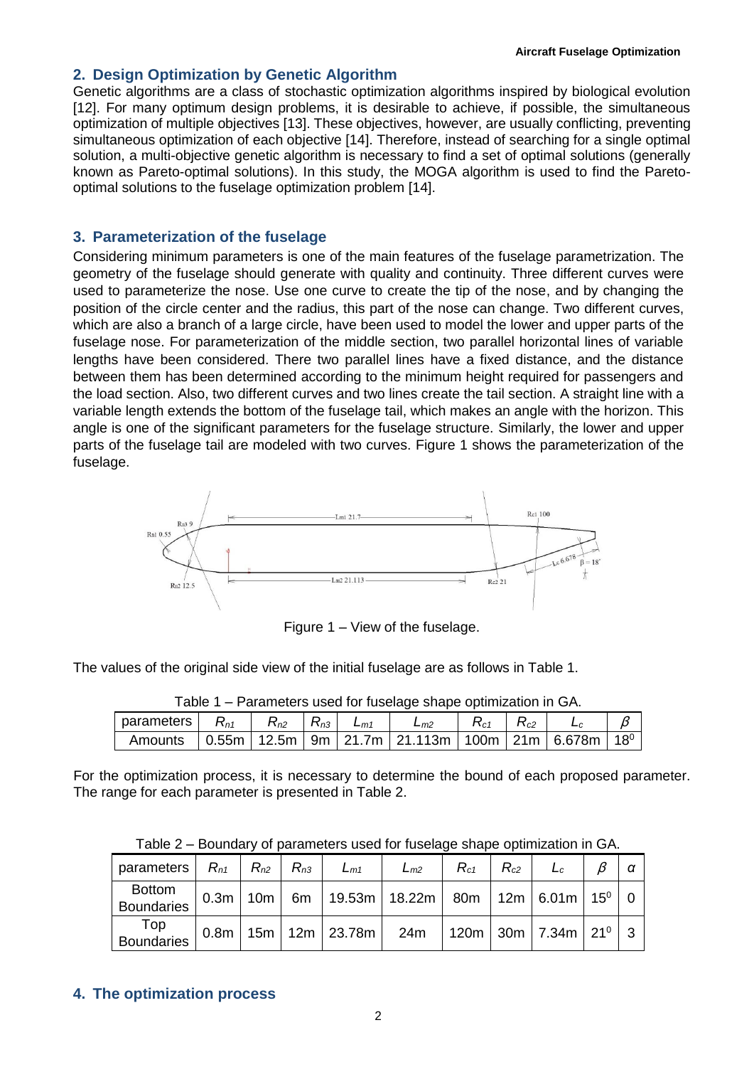## 2. Design Optimization by Genetic Algorithm

Genetic algorithms are a class of stochastic optimization algorithms inspired by biological evolution [12]. For many optimum design problems, it is desirable to achieve, if possible, the simultaneous optimization of multiple objectives [13]. These objectives, however, are usually conflicting, preventing simultaneous optimization of each objective [14]. Therefore, instead of searching for a single optimal solution, a multi-objective genetic algorithm is necessary to find a set of optimal solutions (generally known as Pareto-optimal solutions). In this study, the MOGA algorithm is used to find the Pareto-optimal solutions to the fuselage optimization problem [14].

## 3. Parameterization of the fuselage

Considering minimum parameters is one of the main features of the fuselage parametrization. The geometry of the fuselage should generate with quality and continuity. Three different curves were used to parameterize the nose. Use one curve to create the tip of the nose, and by changing the position of the circle center and the radius, this part of the nose can change. Two different curves, which are also a branch of a large circle, have been used to model the lower and upper parts of the fuselage nose. For parameterization of the middle section, two parallel horizontal lines of variable lengths have been considered. There two parallel lines have a fixed distance, and the distance between them has been determined according to the minimum height required for passengers and the load section. Also, two different curves and two lines create the tail section. A straight line with a variable length extends the bottom of the fuselage tail, which makes an angle with the horizon. This angle is one of the significant parameters for the fuselage structure. Similarly, the lower and upper parts of the fuselage tail are modeled with two curves. Figure 1 shows the parameterization of the fuselage.

Figure 1 – View of the fuselage.

The values of the original side view of the initial fuselage are as follows in Table 1.

Table 1 – Parameters used for fuselage shape optimization in GA.

| parameters | $R_{n1}$ | $R_{n2}$ | $R_{n3}$ | $L_{m1}$ | $L_{m2}$ | $R_{c1}$ | $R_{c2}$ | $L_c$ | $\beta$ |
|---|---|---|---|---|---|---|---|---|---|
| Amounts | 0.55m | 12.5m | 9m | 21.7m | 21.113m | 100m | 21m | 6.678m | $18^0$ |

For the optimization process, it is necessary to determine the bound of each proposed parameter. The range for each parameter is presented in Table 2.

Table 2 – Boundary of parameters used for fuselage shape optimization in GA.

| parameters | $R_{n1}$ | $R_{n2}$ | $R_{n3}$ | $L_{m1}$ | $L_{m2}$ | $R_{c1}$ | $R_{c2}$ | $L_c$ | $\beta$ | $\alpha$ |
|---|---|---|---|---|---|---|---|---|---|---|
| Bottom Boundaries | 0.3m | 10m | 6m | 19.53m | 18.22m | 80m | 12m | 6.01m | $15^0$ | 0 |
| Top Boundaries | 0.8m | 15m | 12m | 23.78m | 24m | 120m | 30m | 7.34m | $21^0$ | 3 |

## 4. The optimization process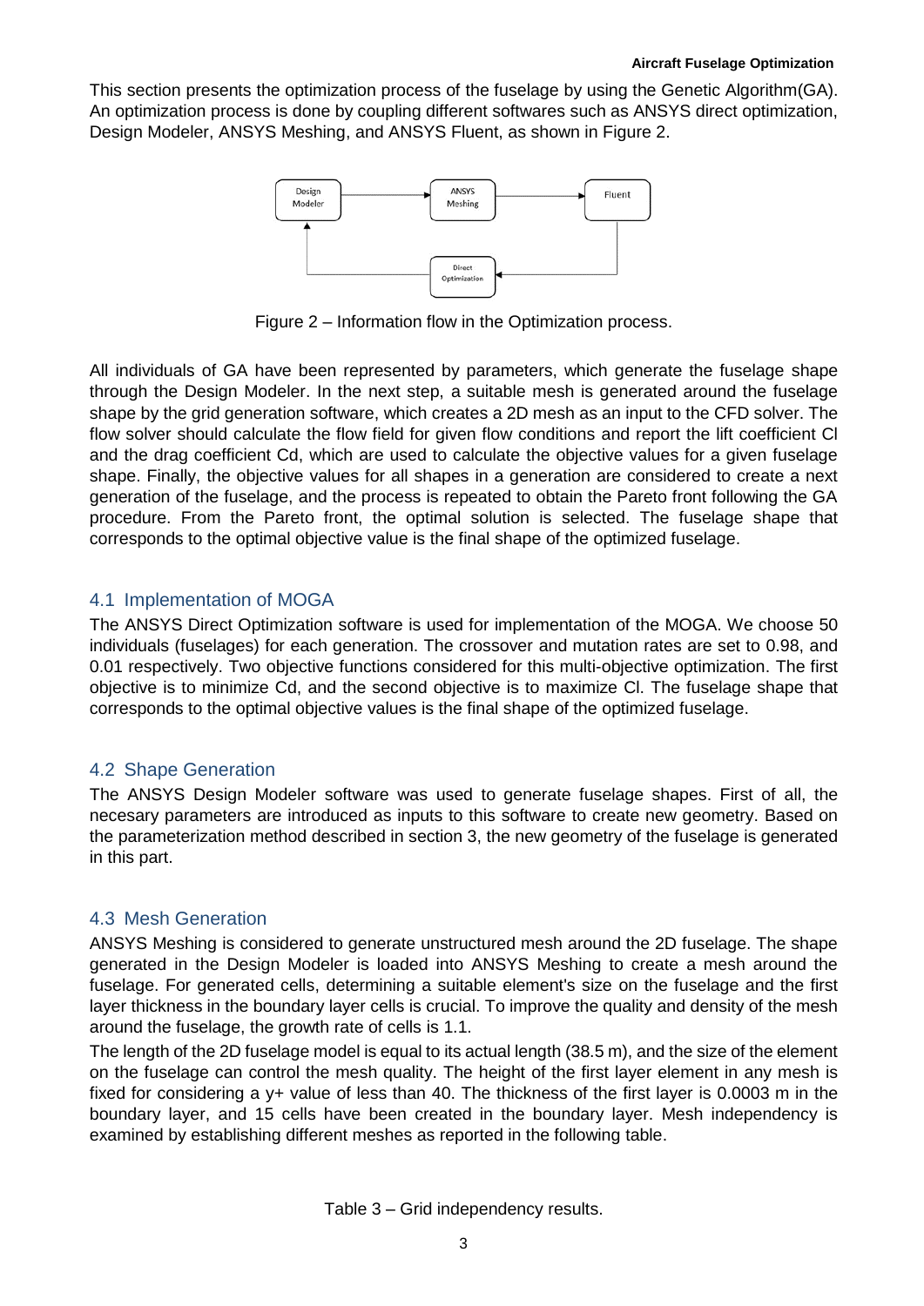This section presents the optimization process of the fuselage by using the Genetic Algorithm(GA). An optimization process is done by coupling different softwares such as ANSYS direct optimization, Design Modeler, ANSYS Meshing, and ANSYS Fluent, as shown in Figure 2.

Figure 2 – Information flow in the Optimization process.

All individuals of GA have been represented by parameters, which generate the fuselage shape through the Design Modeler. In the next step, a suitable mesh is generated around the fuselage shape by the grid generation software, which creates a 2D mesh as an input to the CFD solver. The flow solver should calculate the flow field for given flow conditions and report the lift coefficient Cl and the drag coefficient Cd, which are used to calculate the objective values for a given fuselage shape. Finally, the objective values for all shapes in a generation are considered to create a next generation of the fuselage, and the process is repeated to obtain the Pareto front following the GA procedure. From the Pareto front, the optimal solution is selected. The fuselage shape that corresponds to the optimal objective value is the final shape of the optimized fuselage.

## 4.1 Implementation of MOGA

The ANSYS Direct Optimization software is used for implementation of the MOGA. We choose 50 individuals (fuselages) for each generation. The crossover and mutation rates are set to 0.98, and 0.01 respectively. Two objective functions considered for this multi-objective optimization. The first objective is to minimize Cd, and the second objective is to maximize Cl. The fuselage shape that corresponds to the optimal objective values is the final shape of the optimized fuselage.

## 4.2 Shape Generation

The ANSYS Design Modeler software was used to generate fuselage shapes. First of all, the necesary parameters are introduced as inputs to this software to create new geometry. Based on the parameterization method described in section 3, the new geometry of the fuselage is generated in this part.

## 4.3 Mesh Generation

ANSYS Meshing is considered to generate unstructured mesh around the 2D fuselage. The shape generated in the Design Modeler is loaded into ANSYS Meshing to create a mesh around the fuselage. For generated cells, determining a suitable element's size on the fuselage and the first layer thickness in the boundary layer cells is crucial. To improve the quality and density of the mesh around the fuselage, the growth rate of cells is 1.1.

The length of the 2D fuselage model is equal to its actual length (38.5 m), and the size of the element on the fuselage can control the mesh quality. The height of the first layer element in any mesh is fixed for considering a y+ value of less than 40. The thickness of the first layer is 0.0003 m in the boundary layer, and 15 cells have been created in the boundary layer. Mesh independency is examined by establishing different meshes as reported in the following table.

Table 3 – Grid independency results.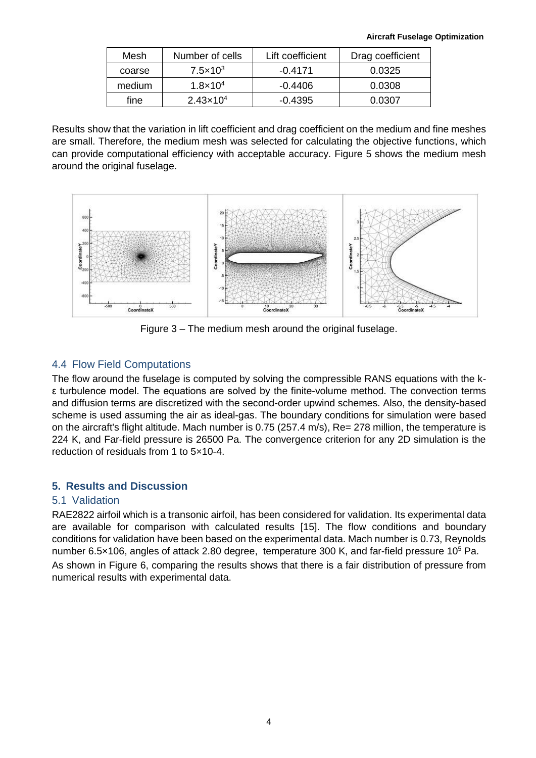| Mesh | Number of cells | Lift coefficient | Drag coefficient |
|---|---|---|---|
| coarse | $7.5\times10^3$ | -0.4171 | 0.0325 |
| medium | $1.8\times10^4$ | -0.4406 | 0.0308 |
| fine | $2.43\times10^4$ | -0.4395 | 0.0307 |

Results show that the variation in lift coefficient and drag coefficient on the medium and fine meshes are small. Therefore, the medium mesh was selected for calculating the objective functions, which can provide computational efficiency with acceptable accuracy. Figure 5 shows the medium mesh around the original fuselage.

Figure 3 – The medium mesh around the original fuselage.

### 4.4 Flow Field Computations

The flow around the fuselage is computed by solving the compressible RANS equations with the k-ε turbulence model. The equations are solved by the finite-volume method. The convection terms and diffusion terms are discretized with the second-order upwind schemes. Also, the density-based scheme is used assuming the air as ideal-gas. The boundary conditions for simulation were based on the aircraft's flight altitude. Mach number is 0.75 (257.4 m/s), Re= 278 million, the temperature is 224 K, and Far-field pressure is 26500 Pa. The convergence criterion for any 2D simulation is the reduction of residuals from 1 to 5×10-4.

## 5. Results and Discussion

### 5.1 Validation

RAE2822 airfoil which is a transonic airfoil, has been considered for validation. Its experimental data are available for comparison with calculated results [15]. The flow conditions and boundary conditions for validation have been based on the experimental data. Mach number is 0.73, Reynolds number 6.5×106, angles of attack 2.80 degree, temperature 300 K, and far-field pressure $10^5$ Pa.

As shown in Figure 6, comparing the results shows that there is a fair distribution of pressure from numerical results with experimental data.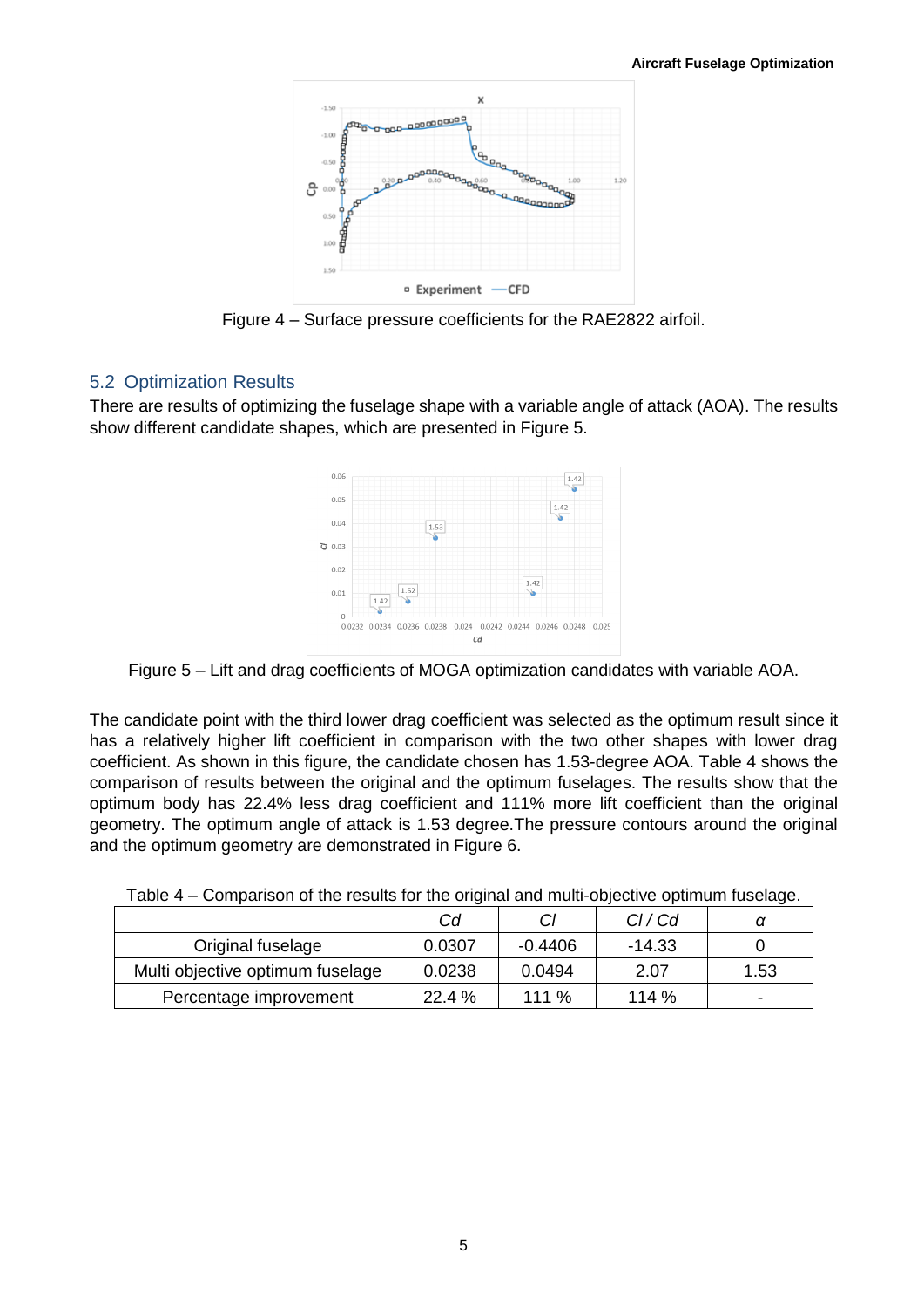Figure 4 – Surface pressure coefficients for the RAE2822 airfoil.

## 5.2 Optimization Results

There are results of optimizing the fuselage shape with a variable angle of attack (AOA). The results show different candidate shapes, which are presented in Figure 5.

Figure 5 – Lift and drag coefficients of MOGA optimization candidates with variable AOA.

The candidate point with the third lower drag coefficient was selected as the optimum result since it has a relatively higher lift coefficient in comparison with the two other shapes with lower drag coefficient. As shown in this figure, the candidate chosen has 1.53-degree AOA. Table 4 shows the comparison of results between the original and the optimum fuselages. The results show that the optimum body has 22.4% less drag coefficient and 111% more lift coefficient than the original geometry. The optimum angle of attack is 1.53 degree.The pressure contours around the original and the optimum geometry are demonstrated in Figure 6.

Table 4 – Comparison of the results for the original and multi-objective optimum fuselage.

| | *Cd* | *Cl* | *Cl / Cd* | *α* |
|---|---|---|---|---|
| Original fuselage | 0.0307 | -0.4406 | -14.33 | 0 |
| Multi objective optimum fuselage | 0.0238 | 0.0494 | 2.07 | 1.53 |
| Percentage improvement | 22.4 % | 111 % | 114 % | - |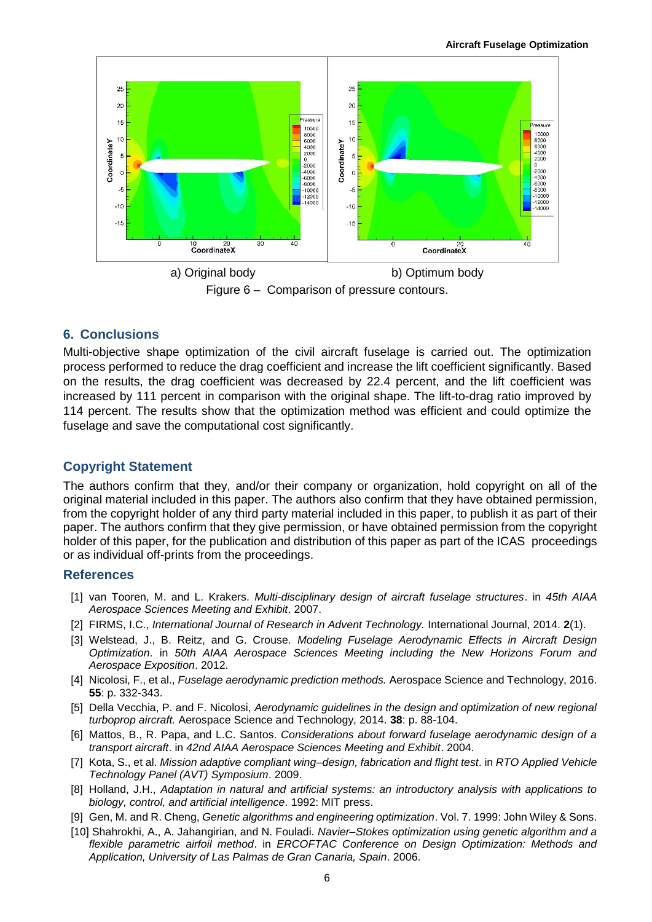a) Original body b) Optimum body

Figure 6 – Comparison of pressure contours.

## 6. Conclusions

Multi-objective shape optimization of the civil aircraft fuselage is carried out. The optimization process performed to reduce the drag coefficient and increase the lift coefficient significantly. Based on the results, the drag coefficient was decreased by 22.4 percent, and the lift coefficient was increased by 111 percent in comparison with the original shape. The lift-to-drag ratio improved by 114 percent. The results show that the optimization method was efficient and could optimize the fuselage and save the computational cost significantly.

## Copyright Statement

The authors confirm that they, and/or their company or organization, hold copyright on all of the original material included in this paper. The authors also confirm that they have obtained permission, from the copyright holder of any third party material included in this paper, to publish it as part of their paper. The authors confirm that they give permission, or have obtained permission from the copyright holder of this paper, for the publication and distribution of this paper as part of the ICAS proceedings or as individual off-prints from the proceedings.

## References

[1] van Tooren, M. and L. Krakers. *Multi-disciplinary design of aircraft fuselage structures*. in *45th AIAA Aerospace Sciences Meeting and Exhibit*. 2007.

[2] FIRMS, I.C., *International Journal of Research in Advent Technology.* International Journal, 2014. **2**(1).

[3] Welstead, J., B. Reitz, and G. Crouse. *Modeling Fuselage Aerodynamic Effects in Aircraft Design Optimization*. in *50th AIAA Aerospace Sciences Meeting including the New Horizons Forum and Aerospace Exposition*. 2012.

[4] Nicolosi, F., et al., *Fuselage aerodynamic prediction methods.* Aerospace Science and Technology, 2016. **55**: p. 332-343.

[5] Della Vecchia, P. and F. Nicolosi, *Aerodynamic guidelines in the design and optimization of new regional turboprop aircraft.* Aerospace Science and Technology, 2014. **38**: p. 88-104.

[6] Mattos, B., R. Papa, and L.C. Santos. *Considerations about forward fuselage aerodynamic design of a transport aircraft*. in *42nd AIAA Aerospace Sciences Meeting and Exhibit*. 2004.

[7] Kota, S., et al. *Mission adaptive compliant wing–design, fabrication and flight test*. in *RTO Applied Vehicle Technology Panel (AVT) Symposium*. 2009.

[8] Holland, J.H., *Adaptation in natural and artificial systems: an introductory analysis with applications to biology, control, and artificial intelligence*. 1992: MIT press.

[9] Gen, M. and R. Cheng, *Genetic algorithms and engineering optimization*. Vol. 7. 1999: John Wiley & Sons.

[10] Shahrokhi, A., A. Jahangirian, and N. Fouladi. *Navier–Stokes optimization using genetic algorithm and a flexible parametric airfoil method*. in *ERCOFTAC Conference on Design Optimization: Methods and Application, University of Las Palmas de Gran Canaria, Spain*. 2006.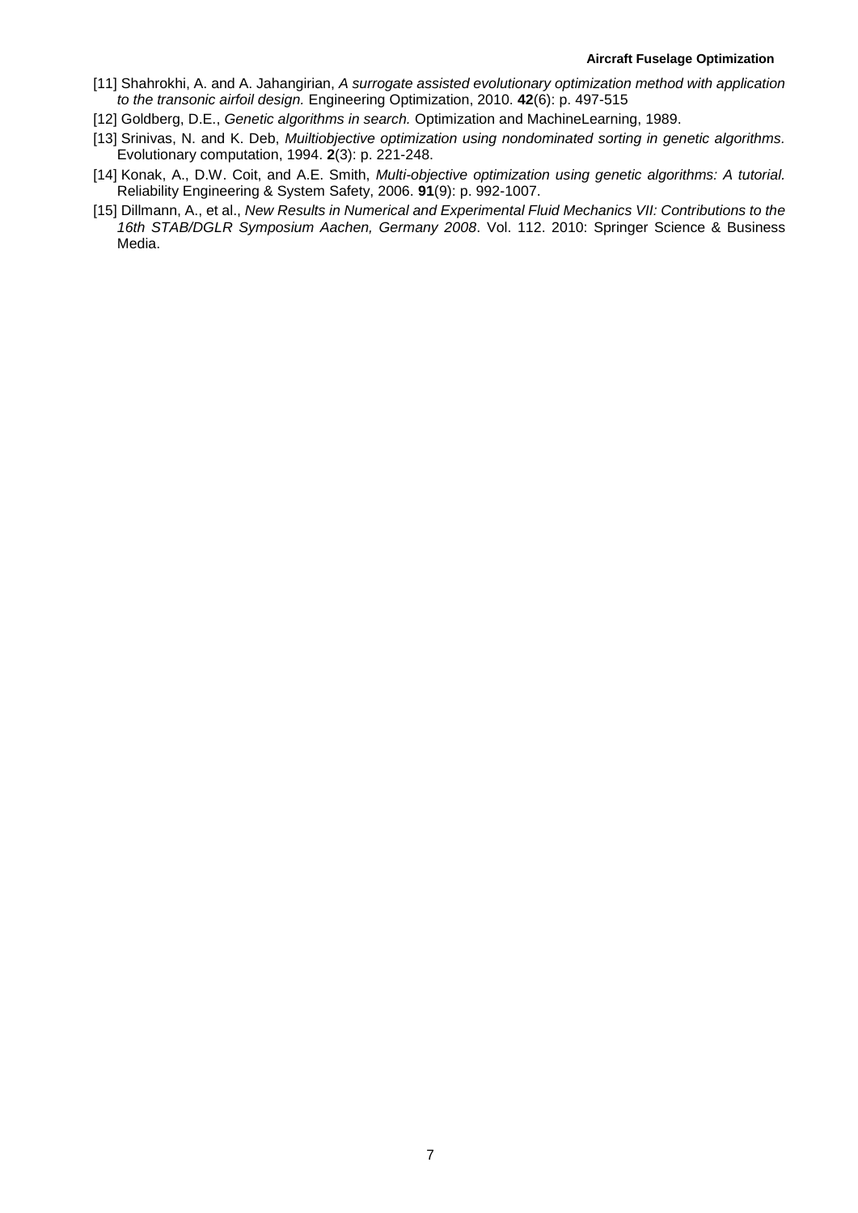[11] Shahrokhi, A. and A. Jahangirian, *A surrogate assisted evolutionary optimization method with application to the transonic airfoil design.* Engineering Optimization, 2010. **42**(6): p. 497-515

[12] Goldberg, D.E., *Genetic algorithms in search.* Optimization and MachineLearning, 1989.

[13] Srinivas, N. and K. Deb, *Muiltiobjective optimization using nondominated sorting in genetic algorithms.* Evolutionary computation, 1994. **2**(3): p. 221-248.

[14] Konak, A., D.W. Coit, and A.E. Smith, *Multi-objective optimization using genetic algorithms: A tutorial.* Reliability Engineering & System Safety, 2006. **91**(9): p. 992-1007.

[15] Dillmann, A., et al., *New Results in Numerical and Experimental Fluid Mechanics VII: Contributions to the 16th STAB/DGLR Symposium Aachen, Germany 2008*. Vol. 112. 2010: Springer Science & Business Media.